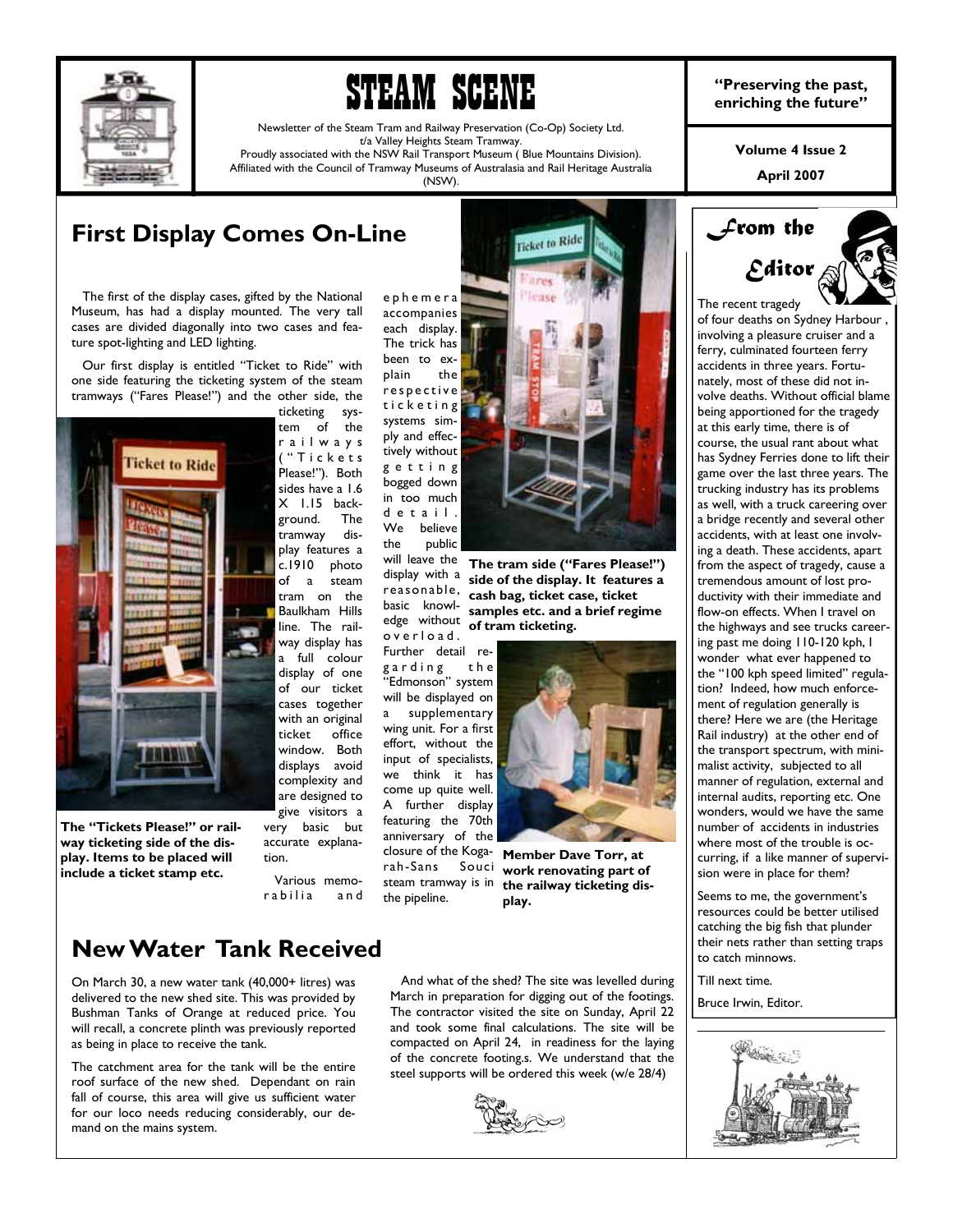# STEAM SCENE

Newsletter of the Steam Tram and Railway Preservation (Co-Op) Society Ltd.
t/a Valley Heights Steam Tramway.
Proudly associated with the NSW Rail Transport Museum ( Blue Mountains Division).
Affiliated with the Council of Tramway Museums of Australasia and Rail Heritage Australia (NSW).

**"Preserving the past, enriching the future"**

**Volume 4 Issue 2**

**April 2007**

## First Display Comes On-Line

The first of the display cases, gifted by the National Museum, has had a display mounted. The very tall cases are divided diagonally into two cases and feature spot-lighting and LED lighting.

Our first display is entitled "Ticket to Ride" with one side featuring the ticketing system of the steam tramways ("Fares Please!") and the other side, the ticketing system of the railways ("Tickets Please!"). Both sides have a 1.6 X 1.15 background. The tramway display features a c.1910 photo of a steam tram on the Baulkham Hills line. The railway display has a full colour display of one of our ticket cases together with an original ticket office window. Both displays avoid complexity and are designed to give visitors a very basic but accurate explanation.

**The "Tickets Please!" or railway ticketing side of the display. Items to be placed will include a ticket stamp etc.**

Various memorabilia and ephemera accompanies each display. The trick has been to explain the respective ticketing systems simply and effectively without getting bogged down in too much detail. We believe the public will leave the display with a reasonable, basic knowledge without overload. Further detail regarding the "Edmonson" system will be displayed on a supplementary wing unit. For a first effort, without the input of specialists, we think it has come up quite well. A further display featuring the 70th anniversary of the closure of the Kogarah-Sans Souci steam tramway is in the pipeline.

**The tram side ("Fares Please!") side of the display. It features a cash bag, ticket case, ticket samples etc. and a brief regime of tram ticketing.**

**Member Dave Torr, at work renovating part of the railway ticketing display.**

## New Water Tank Received

On March 30, a new water tank (40,000+ litres) was delivered to the new shed site. This was provided by Bushman Tanks of Orange at reduced price. You will recall, a concrete plinth was previously reported as being in place to receive the tank.

The catchment area for the tank will be the entire roof surface of the new shed. Dependant on rain fall of course, this area will give us sufficient water for our loco needs reducing considerably, our demand on the mains system.

And what of the shed? The site was levelled during March in preparation for digging out of the footings. The contractor visited the site on Sunday, April 22 and took some final calculations. The site will be compacted on April 24, in readiness for the laying of the concrete footing.s. We understand that the steel supports will be ordered this week (w/e 28/4)

## From the Editor

The recent tragedy of four deaths on Sydney Harbour , involving a pleasure cruiser and a ferry, culminated fourteen ferry accidents in three years. Fortunately, most of these did not involve deaths. Without official blame being apportioned for the tragedy at this early time, there is of course, the usual rant about what has Sydney Ferries done to lift their game over the last three years. The trucking industry has its problems as well, with a truck careering over a bridge recently and several other accidents, with at least one involving a death. These accidents, apart from the aspect of tragedy, cause a tremendous amount of lost productivity with their immediate and flow-on effects. When I travel on the highways and see trucks careering past me doing 110-120 kph, I wonder what ever happened to the "100 kph speed limited" regulation? Indeed, how much enforcement of regulation generally is there? Here we are (the Heritage Rail industry) at the other end of the transport spectrum, with minimalist activity, subjected to all manner of regulation, external and internal audits, reporting etc. One wonders, would we have the same number of accidents in industries where most of the trouble is occurring, if a like manner of supervision were in place for them?

Seems to me, the government's resources could be better utilised catching the big fish that plunder their nets rather than setting traps to catch minnows.

Till next time.

Bruce Irwin, Editor.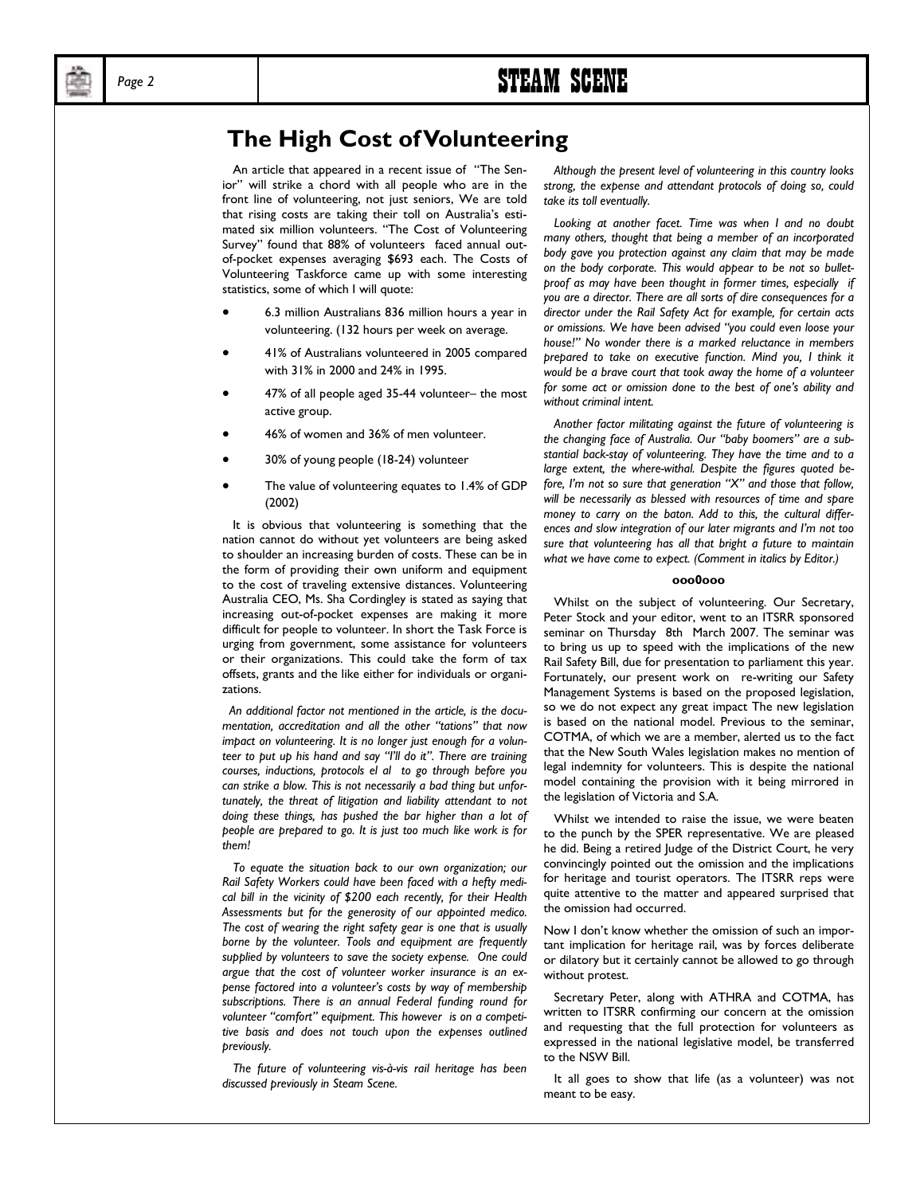## The High Cost of Volunteering

An article that appeared in a recent issue of "The Senior" will strike a chord with all people who are in the front line of volunteering, not just seniors, We are told that rising costs are taking their toll on Australia's estimated six million volunteers. "The Cost of Volunteering Survey" found that 88% of volunteers faced annual out-of-pocket expenses averaging $693 each. The Costs of Volunteering Taskforce came up with some interesting statistics, some of which I will quote:

- 6.3 million Australians 836 million hours a year in volunteering. (132 hours per week on average.
- 41% of Australians volunteered in 2005 compared with 31% in 2000 and 24% in 1995.
- 47% of all people aged 35-44 volunteer– the most active group.
- 46% of women and 36% of men volunteer.
- 30% of young people (18-24) volunteer
- The value of volunteering equates to 1.4% of GDP (2002)

It is obvious that volunteering is something that the nation cannot do without yet volunteers are being asked to shoulder an increasing burden of costs. These can be in the form of providing their own uniform and equipment to the cost of traveling extensive distances. Volunteering Australia CEO, Ms. Sha Cordingley is stated as saying that increasing out-of-pocket expenses are making it more difficult for people to volunteer. In short the Task Force is urging from government, some assistance for volunteers or their organizations. This could take the form of tax offsets, grants and the like either for individuals or organizations.

*An additional factor not mentioned in the article, is the documentation, accreditation and all the other "tations" that now impact on volunteering. It is no longer just enough for a volunteer to put up his hand and say "I'll do it". There are training courses, inductions, protocols el al to go through before you can strike a blow. This is not necessarily a bad thing but unfortunately, the threat of litigation and liability attendant to not doing these things, has pushed the bar higher than a lot of people are prepared to go. It is just too much like work is for them!*

*To equate the situation back to our own organization; our Rail Safety Workers could have been faced with a hefty medical bill in the vicinity of $200 each recently, for their Health Assessments but for the generosity of our appointed medico. The cost of wearing the right safety gear is one that is usually borne by the volunteer. Tools and equipment are frequently supplied by volunteers to save the society expense. One could argue that the cost of volunteer worker insurance is an expense factored into a volunteer's costs by way of membership subscriptions. There is an annual Federal funding round for volunteer "comfort" equipment. This however is on a competitive basis and does not touch upon the expenses outlined previously.*

*The future of volunteering vis-à-vis rail heritage has been discussed previously in Steam Scene.*

*Although the present level of volunteering in this country looks strong, the expense and attendant protocols of doing so, could take its toll eventually.*

*Looking at another facet. Time was when I and no doubt many others, thought that being a member of an incorporated body gave you protection against any claim that may be made on the body corporate. This would appear to be not so bullet-proof as may have been thought in former times, especially if you are a director. There are all sorts of dire consequences for a director under the Rail Safety Act for example, for certain acts or omissions. We have been advised "you could even loose your house!" No wonder there is a marked reluctance in members prepared to take on executive function. Mind you, I think it would be a brave court that took away the home of a volunteer for some act or omission done to the best of one's ability and without criminal intent.*

*Another factor militating against the future of volunteering is the changing face of Australia. Our "baby boomers" are a substantial back-stay of volunteering. They have the time and to a large extent, the where-withal. Despite the figures quoted before, I'm not so sure that generation "X" and those that follow, will be necessarily as blessed with resources of time and spare money to carry on the baton. Add to this, the cultural differences and slow integration of our later migrants and I'm not too sure that volunteering has all that bright a future to maintain what we have come to expect. (Comment in italics by Editor.)*

**ooo0ooo**

Whilst on the subject of volunteering. Our Secretary, Peter Stock and your editor, went to an ITSRR sponsored seminar on Thursday 8th March 2007. The seminar was to bring us up to speed with the implications of the new Rail Safety Bill, due for presentation to parliament this year. Fortunately, our present work on re-writing our Safety Management Systems is based on the proposed legislation, so we do not expect any great impact The new legislation is based on the national model. Previous to the seminar, COTMA, of which we are a member, alerted us to the fact that the New South Wales legislation makes no mention of legal indemnity for volunteers. This is despite the national model containing the provision with it being mirrored in the legislation of Victoria and S.A.

Whilst we intended to raise the issue, we were beaten to the punch by the SPER representative. We are pleased he did. Being a retired Judge of the District Court, he very convincingly pointed out the omission and the implications for heritage and tourist operators. The ITSRR reps were quite attentive to the matter and appeared surprised that the omission had occurred.

Now I don't know whether the omission of such an important implication for heritage rail, was by forces deliberate or dilatory but it certainly cannot be allowed to go through without protest.

Secretary Peter, along with ATHRA and COTMA, has written to ITSRR confirming our concern at the omission and requesting that the full protection for volunteers as expressed in the national legislative model, be transferred to the NSW Bill.

It all goes to show that life (as a volunteer) was not meant to be easy.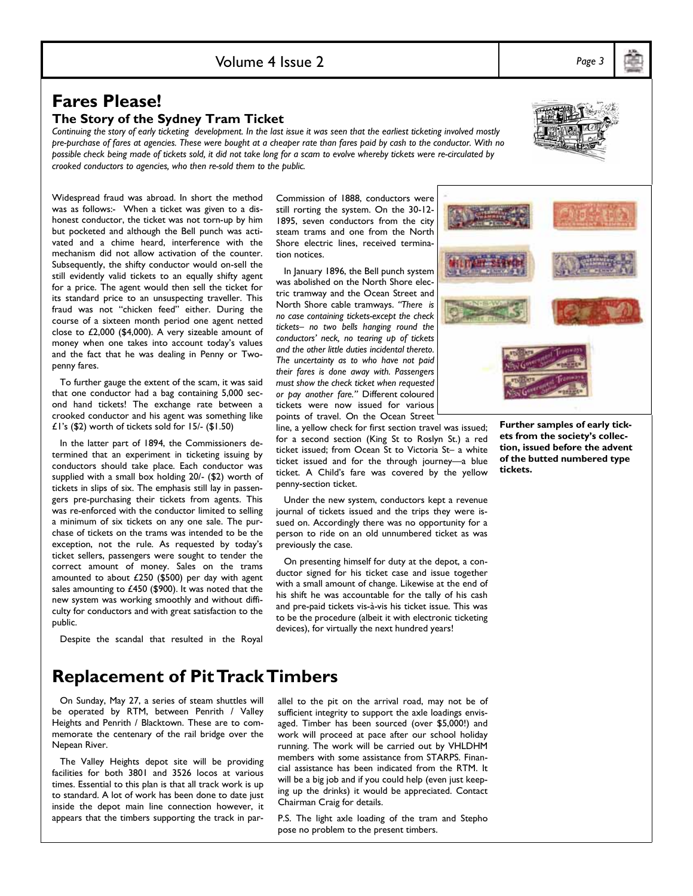## Fares Please!

### The Story of the Sydney Tram Ticket

*Continuing the story of early ticketing development. In the last issue it was seen that the earliest ticketing involved mostly pre-purchase of fares at agencies. These were bought at a cheaper rate than fares paid by cash to the conductor. With no possible check being made of tickets sold, it did not take long for a scam to evolve whereby tickets were re-circulated by crooked conductors to agencies, who then re-sold them to the public.*

Widespread fraud was abroad. In short the method was as follows:- When a ticket was given to a dishonest conductor, the ticket was not torn-up by him but pocketed and although the Bell punch was activated and a chime heard, interference with the mechanism did not allow activation of the counter. Subsequently, the shifty conductor would on-sell the still evidently valid tickets to an equally shifty agent for a price. The agent would then sell the ticket for its standard price to an unsuspecting traveller. This fraud was not "chicken feed" either. During the course of a sixteen month period one agent netted close to £2,000 ($4,000). A very sizeable amount of money when one takes into account today's values and the fact that he was dealing in Penny or Two-penny fares.

To further gauge the extent of the scam, it was said that one conductor had a bag containing 5,000 second hand tickets! The exchange rate between a crooked conductor and his agent was something like £1's ($2) worth of tickets sold for 15/- ($1.50)

In the latter part of 1894, the Commissioners determined that an experiment in ticketing issuing by conductors should take place. Each conductor was supplied with a small box holding 20/- ($2) worth of tickets in slips of six. The emphasis still lay in passengers pre-purchasing their tickets from agents. This was re-enforced with the conductor limited to selling a minimum of six tickets on any one sale. The purchase of tickets on the trams was intended to be the exception, not the rule. As requested by today's ticket sellers, passengers were sought to tender the correct amount of money. Sales on the trams amounted to about £250 ($500) per day with agent sales amounting to £450 ($900). It was noted that the new system was working smoothly and without difficulty for conductors and with great satisfaction to the public.

Despite the scandal that resulted in the Royal Commission of 1888, conductors were still rorting the system. On the 30-12-1895, seven conductors from the city steam trams and one from the North Shore electric lines, received termination notices.

In January 1896, the Bell punch system was abolished on the North Shore electric tramway and the Ocean Street and North Shore cable tramways. *"There is no case containing tickets-except the check tickets– no two bells hanging round the conductors' neck, no tearing up of tickets and the other little duties incidental thereto. The uncertainty as to who have not paid their fares is done away with. Passengers must show the check ticket when requested or pay another fare."* Different coloured tickets were now issued for various points of travel. On the Ocean Street line, a yellow check for first section travel was issued; for a second section (King St to Roslyn St.) a red ticket issued; from Ocean St to Victoria St– a white ticket issued and for the through journey—a blue ticket. A Child's fare was covered by the yellow penny-section ticket.

Under the new system, conductors kept a revenue journal of tickets issued and the trips they were issued on. Accordingly there was no opportunity for a person to ride on an old unnumbered ticket as was previously the case.

On presenting himself for duty at the depot, a conductor signed for his ticket case and issue together with a small amount of change. Likewise at the end of his shift he was accountable for the tally of his cash and pre-paid tickets vis-à-vis his ticket issue. This was to be the procedure (albeit it with electronic ticketing devices), for virtually the next hundred years!

**Further samples of early tickets from the society's collection, issued before the advent of the butted numbered type tickets.**

## Replacement of Pit Track Timbers

On Sunday, May 27, a series of steam shuttles will be operated by RTM, between Penrith / Valley Heights and Penrith / Blacktown. These are to commemorate the centenary of the rail bridge over the Nepean River.

The Valley Heights depot site will be providing facilities for both 3801 and 3526 locos at various times. Essential to this plan is that all track work is up to standard. A lot of work has been done to date just inside the depot main line connection however, it appears that the timbers supporting the track in parallel to the pit on the arrival road, may not be of sufficient integrity to support the axle loadings envisaged. Timber has been sourced (over $5,000!) and work will proceed at pace after our school holiday running. The work will be carried out by VHLDHM members with some assistance from STARPS. Financial assistance has been indicated from the RTM. It will be a big job and if you could help (even just keeping up the drinks) it would be appreciated. Contact Chairman Craig for details.

P.S. The light axle loading of the tram and Stepho pose no problem to the present timbers.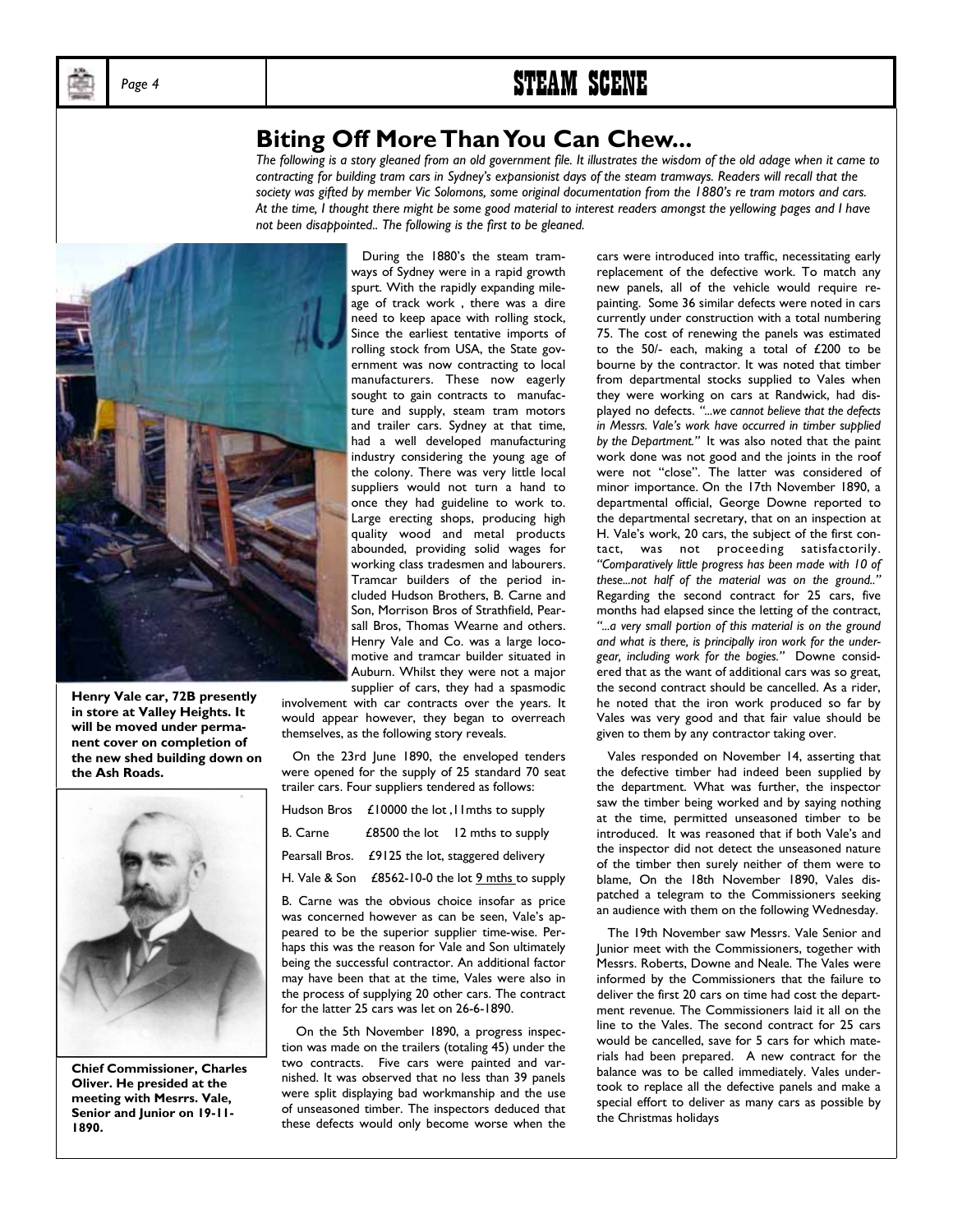## Biting Off More Than You Can Chew...

*The following is a story gleaned from an old government file. It illustrates the wisdom of the old adage when it came to contracting for building tram cars in Sydney's expansionist days of the steam tramways. Readers will recall that the society was gifted by member Vic Solomons, some original documentation from the 1880's re tram motors and cars. At the time, I thought there might be some good material to interest readers amongst the yellowing pages and I have not been disappointed.. The following is the first to be gleaned.*

**Henry Vale car, 72B presently in store at Valley Heights. It will be moved under permanent cover on completion of the new shed building down on the Ash Roads.**

**Chief Commissioner, Charles Oliver. He presided at the meeting with Mesrrs. Vale, Senior and Junior on 19-11-1890.**

During the 1880's the steam tramways of Sydney were in a rapid growth spurt. With the rapidly expanding mileage of track work , there was a dire need to keep apace with rolling stock, Since the earliest tentative imports of rolling stock from USA, the State government was now contracting to local manufacturers. These now eagerly sought to gain contracts to manufacture and supply, steam tram motors and trailer cars. Sydney at that time, had a well developed manufacturing industry considering the young age of the colony. There was very little local suppliers would not turn a hand to once they had guideline to work to. Large erecting shops, producing high quality wood and metal products abounded, providing solid wages for working class tradesmen and labourers. Tramcar builders of the period included Hudson Brothers, B. Carne and Son, Morrison Bros of Strathfield, Pearsall Bros, Thomas Wearne and others. Henry Vale and Co. was a large locomotive and tramcar builder situated in Auburn. Whilst they were not a major supplier of cars, they had a spasmodic involvement with car contracts over the years. It would appear however, they began to overreach themselves, as the following story reveals.

On the 23rd June 1890, the enveloped tenders were opened for the supply of 25 standard 70 seat trailer cars. Four suppliers tendered as follows:

| | | |
|---|---|---|
| Hudson Bros | £10000 the lot | 11mths to supply |
| B. Carne | £8500 the lot | 12 mths to supply |
| Pearsall Bros. | £9125 the lot, staggered delivery | |
| H. Vale & Son | £8562-10-0 the lot | 9 mths to supply |

B. Carne was the obvious choice insofar as price was concerned however as can be seen, Vale's appeared to be the superior supplier time-wise. Perhaps this was the reason for Vale and Son ultimately being the successful contractor. An additional factor may have been that at the time, Vales were also in the process of supplying 20 other cars. The contract for the latter 25 cars was let on 26-6-1890.

On the 5th November 1890, a progress inspection was made on the trailers (totaling 45) under the two contracts. Five cars were painted and varnished. It was observed that no less than 39 panels were split displaying bad workmanship and the use of unseasoned timber. The inspectors deduced that these defects would only become worse when the cars were introduced into traffic, necessitating early replacement of the defective work. To match any new panels, all of the vehicle would require repainting. Some 36 similar defects were noted in cars currently under construction with a total numbering 75. The cost of renewing the panels was estimated to the 50/- each, making a total of £200 to be bourne by the contractor. It was noted that timber from departmental stocks supplied to Vales when they were working on cars at Randwick, had displayed no defects. *"...we cannot believe that the defects in Messrs. Vale's work have occurred in timber supplied by the Department."* It was also noted that the paint work done was not good and the joints in the roof were not "close". The latter was considered of minor importance. On the 17th November 1890, a departmental official, George Downe reported to the departmental secretary, that on an inspection at H. Vale's work, 20 cars, the subject of the first contact, was not proceeding satisfactorily. *"Comparatively little progress has been made with 10 of these...not half of the material was on the ground.."* Regarding the second contract for 25 cars, five months had elapsed since the letting of the contract, *"...a very small portion of this material is on the ground and what is there, is principally iron work for the undergear, including work for the bogies."* Downe considered that as the want of additional cars was so great, the second contract should be cancelled. As a rider, he noted that the iron work produced so far by Vales was very good and that fair value should be given to them by any contractor taking over.

Vales responded on November 14, asserting that the defective timber had indeed been supplied by the department. What was further, the inspector saw the timber being worked and by saying nothing at the time, permitted unseasoned timber to be introduced. It was reasoned that if both Vale's and the inspector did not detect the unseasoned nature of the timber then surely neither of them were to blame, On the 18th November 1890, Vales dispatched a telegram to the Commissioners seeking an audience with them on the following Wednesday.

The 19th November saw Messrs. Vale Senior and Junior meet with the Commissioners, together with Messrs. Roberts, Downe and Neale. The Vales were informed by the Commissioners that the failure to deliver the first 20 cars on time had cost the department revenue. The Commissioners laid it all on the line to the Vales. The second contract for 25 cars would be cancelled, save for 5 cars for which materials had been prepared. A new contract for the balance was to be called immediately. Vales undertook to replace all the defective panels and make a special effort to deliver as many cars as possible by the Christmas holidays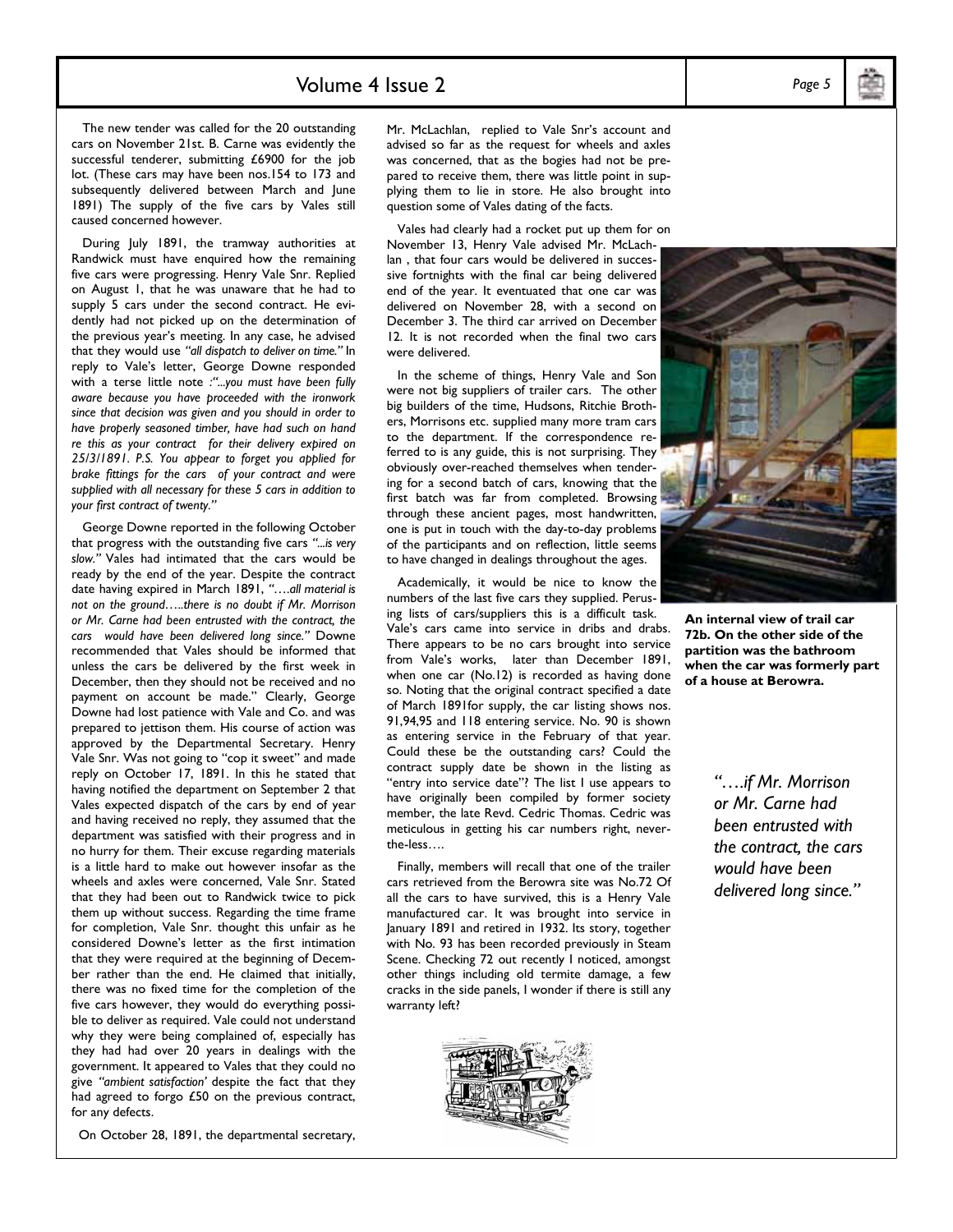The new tender was called for the 20 outstanding cars on November 21st. B. Carne was evidently the successful tenderer, submitting £6900 for the job lot. (These cars may have been nos.154 to 173 and subsequently delivered between March and June 1891) The supply of the five cars by Vales still caused concerned however.

During July 1891, the tramway authorities at Randwick must have enquired how the remaining five cars were progressing. Henry Vale Snr. Replied on August 1, that he was unaware that he had to supply 5 cars under the second contract. He evidently had not picked up on the determination of the previous year's meeting. In any case, he advised that they would use *"all dispatch to deliver on time."* In reply to Vale's letter, George Downe responded with a terse little note *:"...you must have been fully aware because you have proceeded with the ironwork since that decision was given and you should in order to have properly seasoned timber, have had such on hand re this as your contract for their delivery expired on 25/3/1891. P.S. You appear to forget you applied for brake fittings for the cars of your contract and were supplied with all necessary for these 5 cars in addition to your first contract of twenty."*

George Downe reported in the following October that progress with the outstanding five cars *"...is very slow."* Vales had intimated that the cars would be ready by the end of the year. Despite the contract date having expired in March 1891, *"….all material is not on the ground…..there is no doubt if Mr. Morrison or Mr. Carne had been entrusted with the contract, the cars would have been delivered long since."* Downe recommended that Vales should be informed that unless the cars be delivered by the first week in December, then they should not be received and no payment on account be made." Clearly, George Downe had lost patience with Vale and Co. and was prepared to jettison them. His course of action was approved by the Departmental Secretary. Henry Vale Snr. Was not going to "cop it sweet" and made reply on October 17, 1891. In this he stated that having notified the department on September 2 that Vales expected dispatch of the cars by end of year and having received no reply, they assumed that the department was satisfied with their progress and in no hurry for them. Their excuse regarding materials is a little hard to make out however insofar as the wheels and axles were concerned, Vale Snr. Stated that they had been out to Randwick twice to pick them up without success. Regarding the time frame for completion, Vale Snr. thought this unfair as he considered Downe's letter as the first intimation that they were required at the beginning of December rather than the end. He claimed that initially, there was no fixed time for the completion of the five cars however, they would do everything possible to deliver as required. Vale could not understand why they were being complained of, especially has they had had over 20 years in dealings with the government. It appeared to Vales that they could no give *"ambient satisfaction'* despite the fact that they had agreed to forgo £50 on the previous contract, for any defects.

On October 28, 1891, the departmental secretary, Mr. McLachlan, replied to Vale Snr's account and advised so far as the request for wheels and axles was concerned, that as the bogies had not be prepared to receive them, there was little point in supplying them to lie in store. He also brought into question some of Vales dating of the facts.

Vales had clearly had a rocket put up them for on November 13, Henry Vale advised Mr. McLachlan , that four cars would be delivered in successive fortnights with the final car being delivered end of the year. It eventuated that one car was delivered on November 28, with a second on December 3. The third car arrived on December 12. It is not recorded when the final two cars were delivered.

In the scheme of things, Henry Vale and Son were not big suppliers of trailer cars. The other big builders of the time, Hudsons, Ritchie Brothers, Morrisons etc. supplied many more tram cars to the department. If the correspondence referred to is any guide, this is not surprising. They obviously over-reached themselves when tendering for a second batch of cars, knowing that the first batch was far from completed. Browsing through these ancient pages, most handwritten, one is put in touch with the day-to-day problems of the participants and on reflection, little seems to have changed in dealings throughout the ages.

Academically, it would be nice to know the numbers of the last five cars they supplied. Perusing lists of cars/suppliers this is a difficult task. Vale's cars came into service in dribs and drabs. There appears to be no cars brought into service from Vale's works, later than December 1891, when one car (No.12) is recorded as having done so. Noting that the original contract specified a date of March 1891for supply, the car listing shows nos. 91,94,95 and 118 entering service. No. 90 is shown as entering service in the February of that year. Could these be the outstanding cars? Could the contract supply date be shown in the listing as "entry into service date"? The list I use appears to have originally been compiled by former society member, the late Revd. Cedric Thomas. Cedric was meticulous in getting his car numbers right, never-the-less….

Finally, members will recall that one of the trailer cars retrieved from the Berowra site was No.72 Of all the cars to have survived, this is a Henry Vale manufactured car. It was brought into service in January 1891 and retired in 1932. Its story, together with No. 93 has been recorded previously in Steam Scene. Checking 72 out recently I noticed, amongst other things including old termite damage, a few cracks in the side panels, I wonder if there is still any warranty left?

**An internal view of trail car 72b. On the other side of the partition was the bathroom when the car was formerly part of a house at Berowra.**

> *"….if Mr. Morrison or Mr. Carne had been entrusted with the contract, the cars would have been delivered long since."*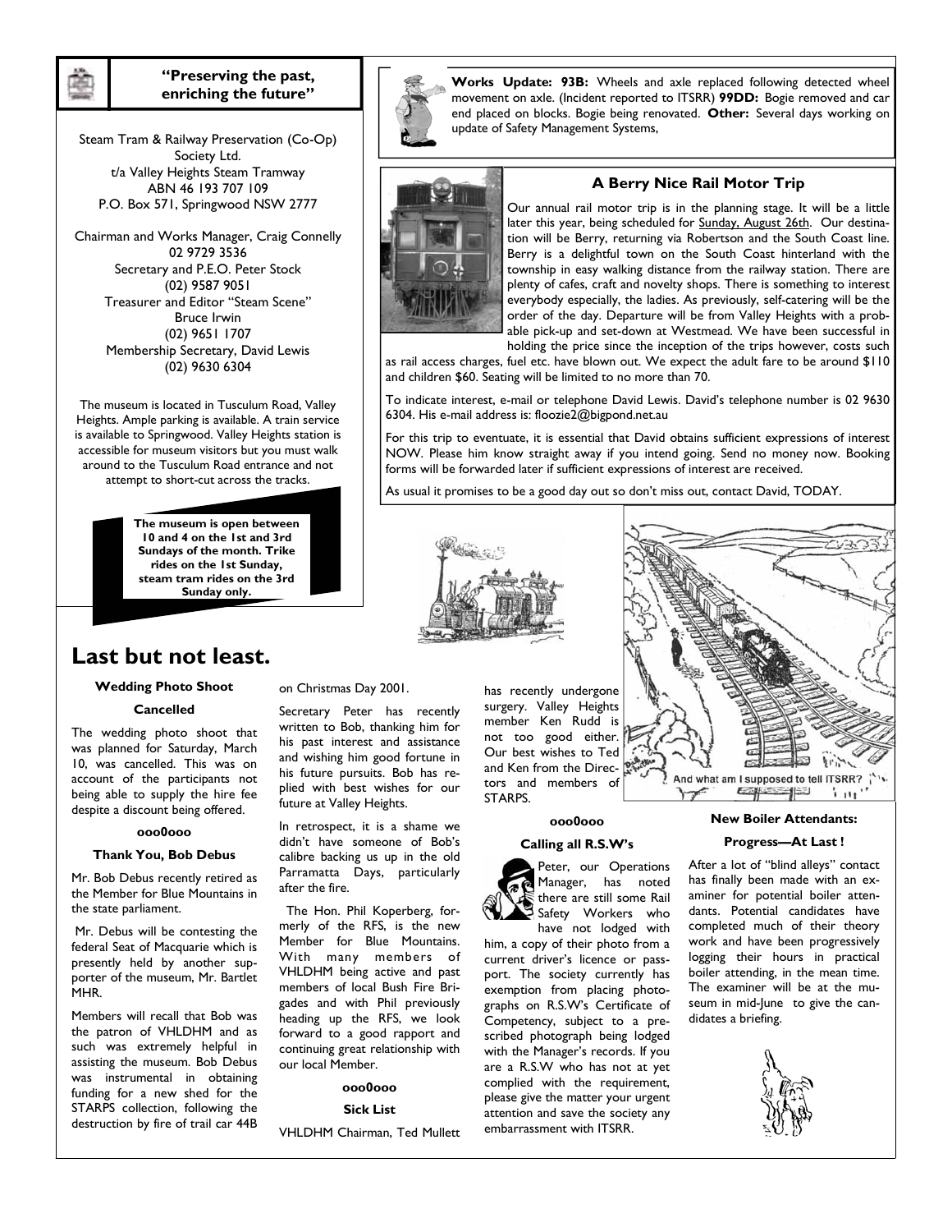**"Preserving the past, enriching the future"**

Steam Tram & Railway Preservation (Co-Op) Society Ltd.
t/a Valley Heights Steam Tramway
ABN 46 193 707 109
P.O. Box 571, Springwood NSW 2777

Chairman and Works Manager, Craig Connelly
02 9729 3536
Secretary and P.E.O. Peter Stock
(02) 9587 9051
Treasurer and Editor "Steam Scene"
Bruce Irwin
(02) 9651 1707
Membership Secretary, David Lewis
(02) 9630 6304

The museum is located in Tusculum Road, Valley Heights. Ample parking is available. A train service is available to Springwood. Valley Heights station is accessible for museum visitors but you must walk around to the Tusculum Road entrance and not attempt to short-cut across the tracks.

**The museum is open between 10 and 4 on the 1st and 3rd Sundays of the month. Trike rides on the 1st Sunday, steam tram rides on the 3rd Sunday only.**

**Works Update: 93B:** Wheels and axle replaced following detected wheel movement on axle. (Incident reported to ITSRR) **99DD:** Bogie removed and car end placed on blocks. Bogie being renovated. **Other:** Several days working on update of Safety Management Systems,

### A Berry Nice Rail Motor Trip

Our annual rail motor trip is in the planning stage. It will be a little later this year, being scheduled for Sunday, August 26th. Our destination will be Berry, returning via Robertson and the South Coast line. Berry is a delightful town on the South Coast hinterland with the township in easy walking distance from the railway station. There are plenty of cafes, craft and novelty shops. There is something to interest everybody especially, the ladies. As previously, self-catering will be the order of the day. Departure will be from Valley Heights with a probable pick-up and set-down at Westmead. We have been successful in holding the price since the inception of the trips however, costs such as rail access charges, fuel etc. have blown out. We expect the adult fare to be around $110 and children $60. Seating will be limited to no more than 70.

To indicate interest, e-mail or telephone David Lewis. David's telephone number is 02 9630 6304. His e-mail address is: floozie2@bigpond.net.au

For this trip to eventuate, it is essential that David obtains sufficient expressions of interest NOW. Please him know straight away if you intend going. Send no money now. Booking forms will be forwarded later if sufficient expressions of interest are received.

As usual it promises to be a good day out so don't miss out, contact David, TODAY.

And what am I supposed to tell ITSRR?

# Last but not least.

### Wedding Photo Shoot Cancelled

The wedding photo shoot that was planned for Saturday, March 10, was cancelled. This was on account of the participants not being able to supply the hire fee despite a discount being offered.

ooo0ooo

### Thank You, Bob Debus

Mr. Bob Debus recently retired as the Member for Blue Mountains in the state parliament.

Mr. Debus will be contesting the federal Seat of Macquarie which is presently held by another supporter of the museum, Mr. Bartlet MHR.

Members will recall that Bob was the patron of VHLDHM and as such was extremely helpful in assisting the museum. Bob Debus was instrumental in obtaining funding for a new shed for the STARPS collection, following the destruction by fire of trail car 44B on Christmas Day 2001.

Secretary Peter has recently written to Bob, thanking him for his past interest and assistance and wishing him good fortune in his future pursuits. Bob has replied with best wishes for our future at Valley Heights.

In retrospect, it is a shame we didn't have someone of Bob's calibre backing us up in the old Parramatta Days, particularly after the fire.

The Hon. Phil Koperberg, formerly of the RFS, is the new Member for Blue Mountains. With many members of VHLDHM being active and past members of local Bush Fire Brigades and with Phil previously heading up the RFS, we look forward to a good rapport and continuing great relationship with our local Member.

ooo0ooo

### Sick List

VHLDHM Chairman, Ted Mullett has recently undergone surgery. Valley Heights member Ken Rudd is not too good either. Our best wishes to Ted and Ken from the Directors and members of STARPS.

ooo0ooo

### Calling all R.S.W's

Peter, our Operations Manager, has noted there are still some Rail Safety Workers who have not lodged with him, a copy of their photo from a current driver's licence or passport. The society currently has exemption from placing photographs on R.S.W's Certificate of Competency, subject to a prescribed photograph being lodged with the Manager's records. If you are a R.S.W who has not at yet complied with the requirement, please give the matter your urgent attention and save the society any embarrassment with ITSRR.

### New Boiler Attendants: Progress—At Last !

After a lot of "blind alleys" contact has finally been made with an examiner for potential boiler attendants. Potential candidates have completed much of their theory work and have been progressively logging their hours in practical boiler attending, in the mean time. The examiner will be at the museum in mid-June to give the candidates a briefing.